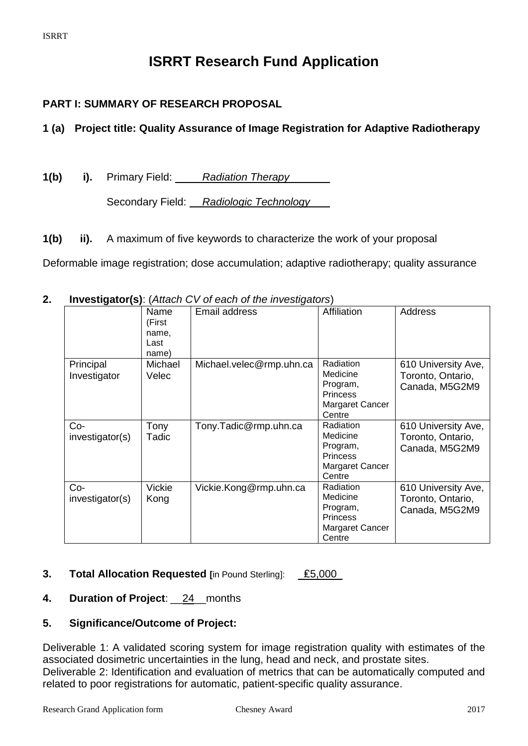# ISRRT Research Fund Application

## PART I: SUMMARY OF RESEARCH PROPOSAL

**1 (a) Project title: Quality Assurance of Image Registration for Adaptive Radiotherapy**

**1(b) i).** Primary Field: *Radiation Therapy*

Secondary Field: *Radiologic Technology*

**1(b) ii).** A maximum of five keywords to characterize the work of your proposal

Deformable image registration; dose accumulation; adaptive radiotherapy; quality assurance

**2. Investigator(s)**: (*Attach CV of each of the investigators*)

| | Name (First name, Last name) | Email address | Affiliation | Address |
|---|---|---|---|---|
| Principal Investigator | Michael Velec | Michael.velec@rmp.uhn.ca | Radiation Medicine Program, Princess Margaret Cancer Centre | 610 University Ave, Toronto, Ontario, Canada, M5G2M9 |
| Co-investigator(s) | Tony Tadic | Tony.Tadic@rmp.uhn.ca | Radiation Medicine Program, Princess Margaret Cancer Centre | 610 University Ave, Toronto, Ontario, Canada, M5G2M9 |
| Co-investigator(s) | Vickie Kong | Vickie.Kong@rmp.uhn.ca | Radiation Medicine Program, Princess Margaret Cancer Centre | 610 University Ave, Toronto, Ontario, Canada, M5G2M9 |

**3. Total Allocation Requested [**in Pound Sterling]: £5,000

**4. Duration of Project**: 24 months

**5. Significance/Outcome of Project:**

Deliverable 1: A validated scoring system for image registration quality with estimates of the associated dosimetric uncertainties in the lung, head and neck, and prostate sites.
Deliverable 2: Identification and evaluation of metrics that can be automatically computed and related to poor registrations for automatic, patient-specific quality assurance.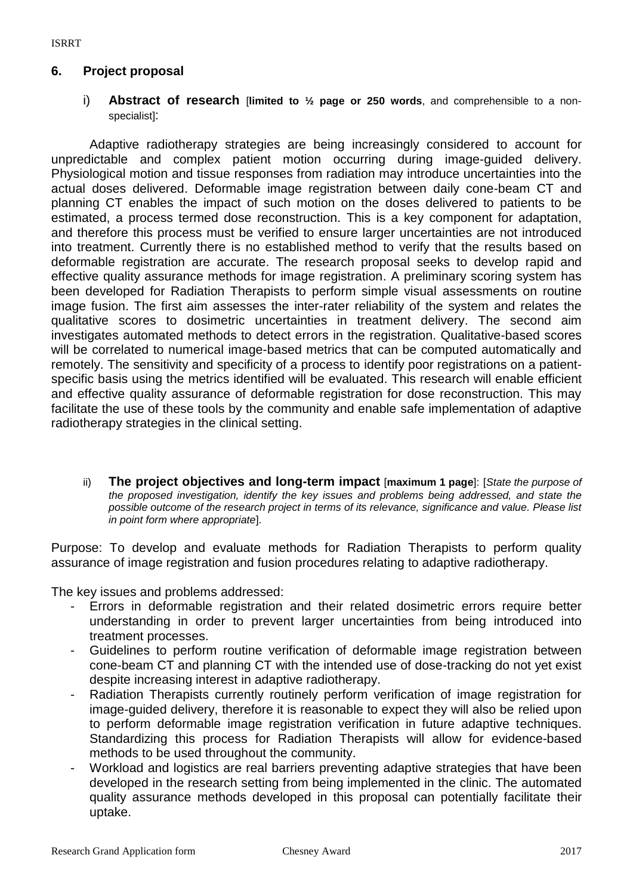## 6. Project proposal

i) **Abstract of research** [**limited to ½ page or 250 words**, and comprehensible to a non-specialist]:

Adaptive radiotherapy strategies are being increasingly considered to account for unpredictable and complex patient motion occurring during image-guided delivery. Physiological motion and tissue responses from radiation may introduce uncertainties into the actual doses delivered. Deformable image registration between daily cone-beam CT and planning CT enables the impact of such motion on the doses delivered to patients to be estimated, a process termed dose reconstruction. This is a key component for adaptation, and therefore this process must be verified to ensure larger uncertainties are not introduced into treatment. Currently there is no established method to verify that the results based on deformable registration are accurate. The research proposal seeks to develop rapid and effective quality assurance methods for image registration. A preliminary scoring system has been developed for Radiation Therapists to perform simple visual assessments on routine image fusion. The first aim assesses the inter-rater reliability of the system and relates the qualitative scores to dosimetric uncertainties in treatment delivery. The second aim investigates automated methods to detect errors in the registration. Qualitative-based scores will be correlated to numerical image-based metrics that can be computed automatically and remotely. The sensitivity and specificity of a process to identify poor registrations on a patient-specific basis using the metrics identified will be evaluated. This research will enable efficient and effective quality assurance of deformable registration for dose reconstruction. This may facilitate the use of these tools by the community and enable safe implementation of adaptive radiotherapy strategies in the clinical setting.

ii) **The project objectives and long-term impact** [**maximum 1 page**]: [*State the purpose of the proposed investigation, identify the key issues and problems being addressed, and state the possible outcome of the research project in terms of its relevance, significance and value. Please list in point form where appropriate*].

Purpose: To develop and evaluate methods for Radiation Therapists to perform quality assurance of image registration and fusion procedures relating to adaptive radiotherapy.

The key issues and problems addressed:

- Errors in deformable registration and their related dosimetric errors require better understanding in order to prevent larger uncertainties from being introduced into treatment processes.
- Guidelines to perform routine verification of deformable image registration between cone-beam CT and planning CT with the intended use of dose-tracking do not yet exist despite increasing interest in adaptive radiotherapy.
- Radiation Therapists currently routinely perform verification of image registration for image-guided delivery, therefore it is reasonable to expect they will also be relied upon to perform deformable image registration verification in future adaptive techniques. Standardizing this process for Radiation Therapists will allow for evidence-based methods to be used throughout the community.
- Workload and logistics are real barriers preventing adaptive strategies that have been developed in the research setting from being implemented in the clinic. The automated quality assurance methods developed in this proposal can potentially facilitate their uptake.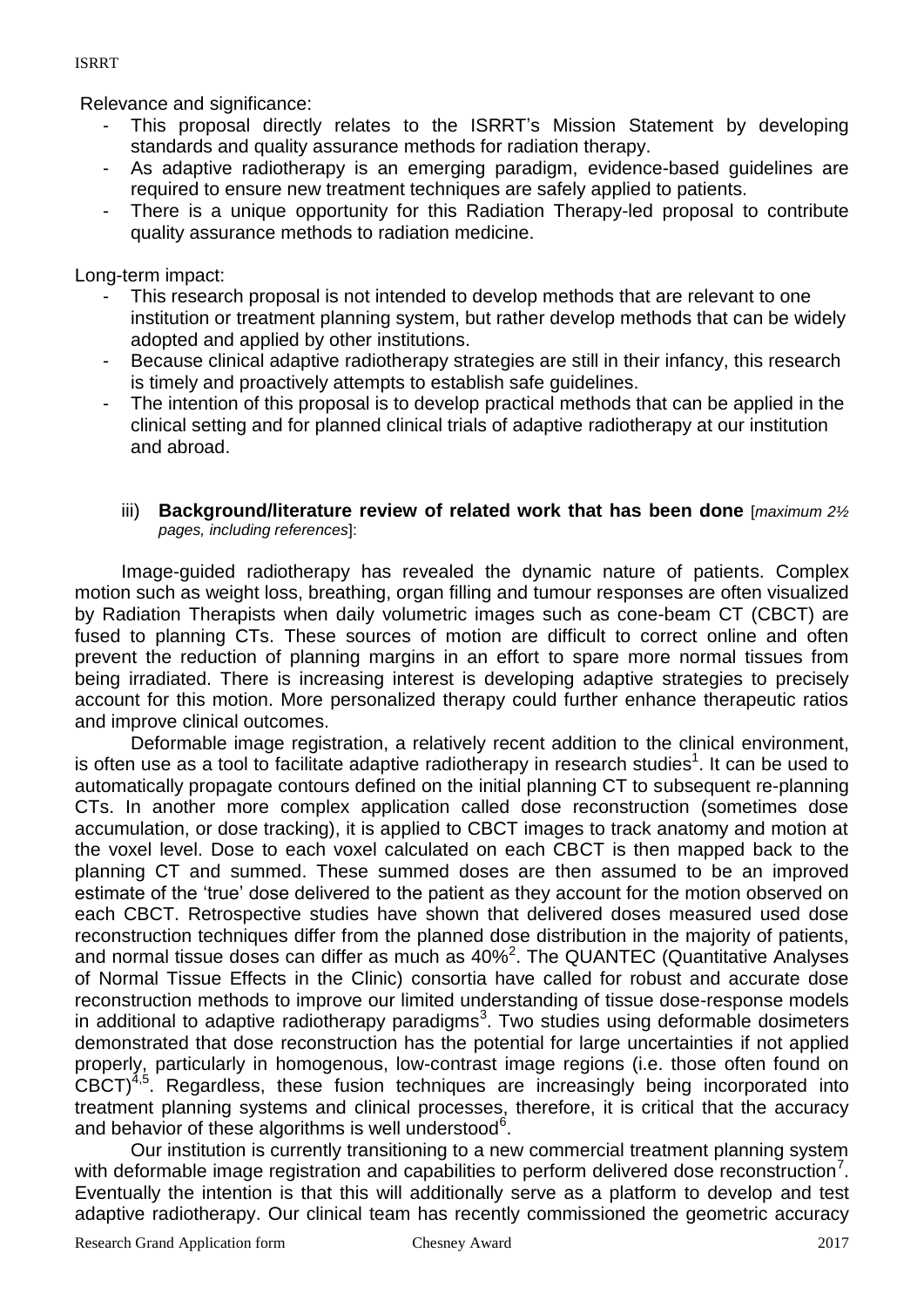Relevance and significance:

- This proposal directly relates to the ISRRT's Mission Statement by developing standards and quality assurance methods for radiation therapy.
- As adaptive radiotherapy is an emerging paradigm, evidence-based guidelines are required to ensure new treatment techniques are safely applied to patients.
- There is a unique opportunity for this Radiation Therapy-led proposal to contribute quality assurance methods to radiation medicine.

Long-term impact:

- This research proposal is not intended to develop methods that are relevant to one institution or treatment planning system, but rather develop methods that can be widely adopted and applied by other institutions.
- Because clinical adaptive radiotherapy strategies are still in their infancy, this research is timely and proactively attempts to establish safe guidelines.
- The intention of this proposal is to develop practical methods that can be applied in the clinical setting and for planned clinical trials of adaptive radiotherapy at our institution and abroad.

iii) **Background/literature review of related work that has been done** [*maximum 2½ pages, including references*]:

Image-guided radiotherapy has revealed the dynamic nature of patients. Complex motion such as weight loss, breathing, organ filling and tumour responses are often visualized by Radiation Therapists when daily volumetric images such as cone-beam CT (CBCT) are fused to planning CTs. These sources of motion are difficult to correct online and often prevent the reduction of planning margins in an effort to spare more normal tissues from being irradiated. There is increasing interest is developing adaptive strategies to precisely account for this motion. More personalized therapy could further enhance therapeutic ratios and improve clinical outcomes.

Deformable image registration, a relatively recent addition to the clinical environment, is often use as a tool to facilitate adaptive radiotherapy in research studies[1]. It can be used to automatically propagate contours defined on the initial planning CT to subsequent re-planning CTs. In another more complex application called dose reconstruction (sometimes dose accumulation, or dose tracking), it is applied to CBCT images to track anatomy and motion at the voxel level. Dose to each voxel calculated on each CBCT is then mapped back to the planning CT and summed. These summed doses are then assumed to be an improved estimate of the 'true' dose delivered to the patient as they account for the motion observed on each CBCT. Retrospective studies have shown that delivered doses measured used dose reconstruction techniques differ from the planned dose distribution in the majority of patients, and normal tissue doses can differ as much as 40%[2]. The QUANTEC (Quantitative Analyses of Normal Tissue Effects in the Clinic) consortia have called for robust and accurate dose reconstruction methods to improve our limited understanding of tissue dose-response models in additional to adaptive radiotherapy paradigms[3]. Two studies using deformable dosimeters demonstrated that dose reconstruction has the potential for large uncertainties if not applied properly, particularly in homogenous, low-contrast image regions (i.e. those often found on CBCT)[4,5]. Regardless, these fusion techniques are increasingly being incorporated into treatment planning systems and clinical processes, therefore, it is critical that the accuracy and behavior of these algorithms is well understood[6].

Our institution is currently transitioning to a new commercial treatment planning system with deformable image registration and capabilities to perform delivered dose reconstruction[7]. Eventually the intention is that this will additionally serve as a platform to develop and test adaptive radiotherapy. Our clinical team has recently commissioned the geometric accuracy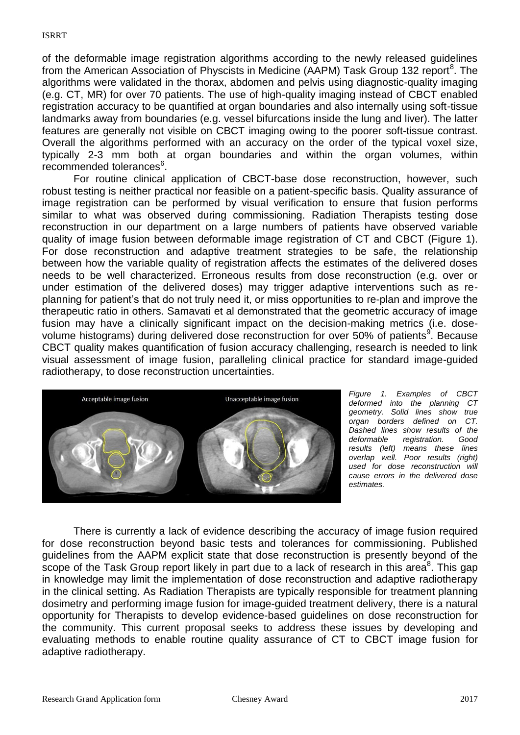of the deformable image registration algorithms according to the newly released guidelines from the American Association of Physcists in Medicine (AAPM) Task Group 132 report[8]. The algorithms were validated in the thorax, abdomen and pelvis using diagnostic-quality imaging (e.g. CT, MR) for over 70 patients. The use of high-quality imaging instead of CBCT enabled registration accuracy to be quantified at organ boundaries and also internally using soft-tissue landmarks away from boundaries (e.g. vessel bifurcations inside the lung and liver). The latter features are generally not visible on CBCT imaging owing to the poorer soft-tissue contrast. Overall the algorithms performed with an accuracy on the order of the typical voxel size, typically 2-3 mm both at organ boundaries and within the organ volumes, within recommended tolerances[6].

For routine clinical application of CBCT-base dose reconstruction, however, such robust testing is neither practical nor feasible on a patient-specific basis. Quality assurance of image registration can be performed by visual verification to ensure that fusion performs similar to what was observed during commissioning. Radiation Therapists testing dose reconstruction in our department on a large numbers of patients have observed variable quality of image fusion between deformable image registration of CT and CBCT (Figure 1). For dose reconstruction and adaptive treatment strategies to be safe, the relationship between how the variable quality of registration affects the estimates of the delivered doses needs to be well characterized. Erroneous results from dose reconstruction (e.g. over or under estimation of the delivered doses) may trigger adaptive interventions such as re-planning for patient's that do not truly need it, or miss opportunities to re-plan and improve the therapeutic ratio in others. Samavati et al demonstrated that the geometric accuracy of image fusion may have a clinically significant impact on the decision-making metrics (i.e. dose-volume histograms) during delivered dose reconstruction for over 50% of patients[9]. Because CBCT quality makes quantification of fusion accuracy challenging, research is needed to link visual assessment of image fusion, paralleling clinical practice for standard image-guided radiotherapy, to dose reconstruction uncertainties.

*Figure 1. Examples of CBCT deformed into the planning CT geometry. Solid lines show true organ borders defined on CT. Dashed lines show results of the deformable registration. Good results (left) means these lines overlap well. Poor results (right) used for dose reconstruction will cause errors in the delivered dose estimates.*

There is currently a lack of evidence describing the accuracy of image fusion required for dose reconstruction beyond basic tests and tolerances for commissioning. Published guidelines from the AAPM explicit state that dose reconstruction is presently beyond of the scope of the Task Group report likely in part due to a lack of research in this area[8]. This gap in knowledge may limit the implementation of dose reconstruction and adaptive radiotherapy in the clinical setting. As Radiation Therapists are typically responsible for treatment planning dosimetry and performing image fusion for image-guided treatment delivery, there is a natural opportunity for Therapists to develop evidence-based guidelines on dose reconstruction for the community. This current proposal seeks to address these issues by developing and evaluating methods to enable routine quality assurance of CT to CBCT image fusion for adaptive radiotherapy.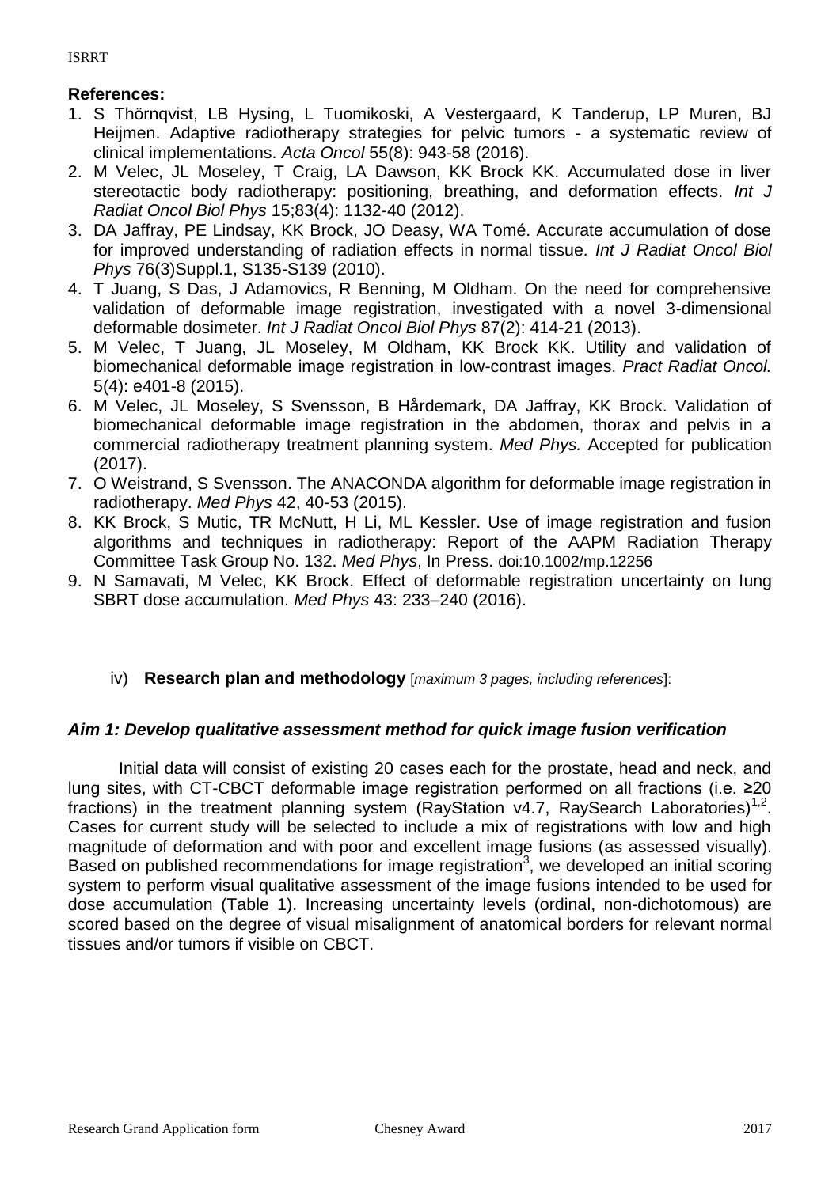**References:**

1. S Thörnqvist, LB Hysing, L Tuomikoski, A Vestergaard, K Tanderup, LP Muren, BJ Heijmen. Adaptive radiotherapy strategies for pelvic tumors - a systematic review of clinical implementations. *Acta Oncol* 55(8): 943-58 (2016).
2. M Velec, JL Moseley, T Craig, LA Dawson, KK Brock KK. Accumulated dose in liver stereotactic body radiotherapy: positioning, breathing, and deformation effects. *Int J Radiat Oncol Biol Phys* 15;83(4): 1132-40 (2012).
3. DA Jaffray, PE Lindsay, KK Brock, JO Deasy, WA Tomé. Accurate accumulation of dose for improved understanding of radiation effects in normal tissue. *Int J Radiat Oncol Biol Phys* 76(3)Suppl.1, S135-S139 (2010).
4. T Juang, S Das, J Adamovics, R Benning, M Oldham. On the need for comprehensive validation of deformable image registration, investigated with a novel 3-dimensional deformable dosimeter. *Int J Radiat Oncol Biol Phys* 87(2): 414-21 (2013).
5. M Velec, T Juang, JL Moseley, M Oldham, KK Brock KK. Utility and validation of biomechanical deformable image registration in low-contrast images. *Pract Radiat Oncol.* 5(4): e401-8 (2015).
6. M Velec, JL Moseley, S Svensson, B Hårdemark, DA Jaffray, KK Brock. Validation of biomechanical deformable image registration in the abdomen, thorax and pelvis in a commercial radiotherapy treatment planning system. *Med Phys.* Accepted for publication (2017).
7. O Weistrand, S Svensson. The ANACONDA algorithm for deformable image registration in radiotherapy. *Med Phys* 42, 40-53 (2015).
8. KK Brock, S Mutic, TR McNutt, H Li, ML Kessler. Use of image registration and fusion algorithms and techniques in radiotherapy: Report of the AAPM Radiation Therapy Committee Task Group No. 132. *Med Phys*, In Press. doi:10.1002/mp.12256
9. N Samavati, M Velec, KK Brock. Effect of deformable registration uncertainty on lung SBRT dose accumulation. *Med Phys* 43: 233–240 (2016).

iv) **Research plan and methodology** [*maximum 3 pages, including references*]:

***Aim 1: Develop qualitative assessment method for quick image fusion verification***

Initial data will consist of existing 20 cases each for the prostate, head and neck, and lung sites, with CT-CBCT deformable image registration performed on all fractions (i.e. ≥20 fractions) in the treatment planning system (RayStation v4.7, RaySearch Laboratories)[1,2]. Cases for current study will be selected to include a mix of registrations with low and high magnitude of deformation and with poor and excellent image fusions (as assessed visually). Based on published recommendations for image registration[3], we developed an initial scoring system to perform visual qualitative assessment of the image fusions intended to be used for dose accumulation (Table 1). Increasing uncertainty levels (ordinal, non-dichotomous) are scored based on the degree of visual misalignment of anatomical borders for relevant normal tissues and/or tumors if visible on CBCT.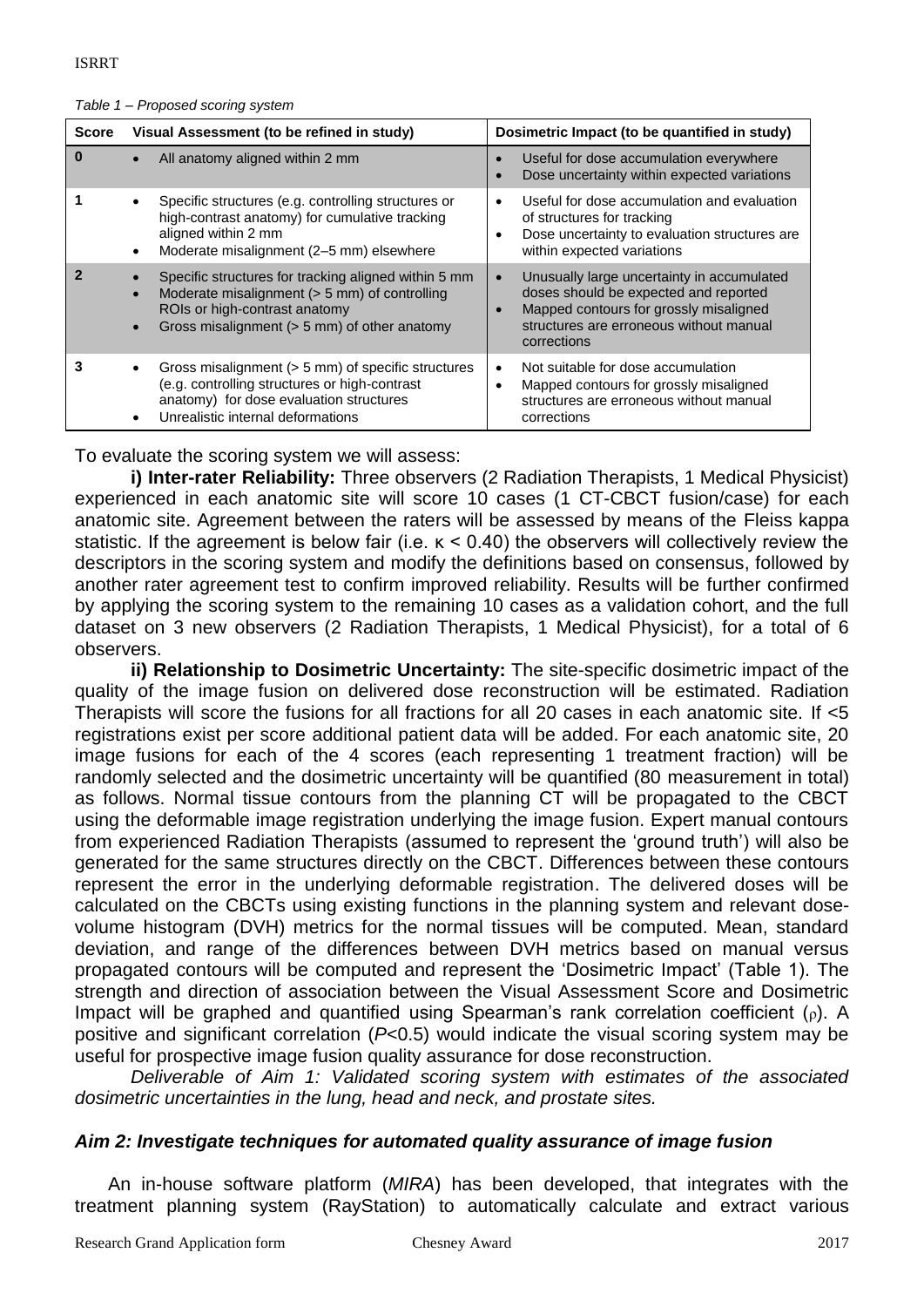*Table 1 – Proposed scoring system*

| Score | Visual Assessment (to be refined in study) | Dosimetric Impact (to be quantified in study) |
|---|---|---|
| 0 | • All anatomy aligned within 2 mm | • Useful for dose accumulation everywhere<br>• Dose uncertainty within expected variations |
| 1 | • Specific structures (e.g. controlling structures or high-contrast anatomy) for cumulative tracking aligned within 2 mm<br>• Moderate misalignment (2–5 mm) elsewhere | • Useful for dose accumulation and evaluation of structures for tracking<br>• Dose uncertainty to evaluation structures are within expected variations |
| 2 | • Specific structures for tracking aligned within 5 mm<br>• Moderate misalignment (> 5 mm) of controlling ROIs or high-contrast anatomy<br>• Gross misalignment (> 5 mm) of other anatomy | • Unusually large uncertainty in accumulated doses should be expected and reported<br>• Mapped contours for grossly misaligned structures are erroneous without manual corrections |
| 3 | • Gross misalignment (> 5 mm) of specific structures (e.g. controlling structures or high-contrast anatomy) for dose evaluation structures<br>• Unrealistic internal deformations | • Not suitable for dose accumulation<br>• Mapped contours for grossly misaligned structures are erroneous without manual corrections |

To evaluate the scoring system we will assess:

**i) Inter-rater Reliability:** Three observers (2 Radiation Therapists, 1 Medical Physicist) experienced in each anatomic site will score 10 cases (1 CT-CBCT fusion/case) for each anatomic site. Agreement between the raters will be assessed by means of the Fleiss kappa statistic. If the agreement is below fair (i.e. $\kappa < 0.40$) the observers will collectively review the descriptors in the scoring system and modify the definitions based on consensus, followed by another rater agreement test to confirm improved reliability. Results will be further confirmed by applying the scoring system to the remaining 10 cases as a validation cohort, and the full dataset on 3 new observers (2 Radiation Therapists, 1 Medical Physicist), for a total of 6 observers.

**ii) Relationship to Dosimetric Uncertainty:** The site-specific dosimetric impact of the quality of the image fusion on delivered dose reconstruction will be estimated. Radiation Therapists will score the fusions for all fractions for all 20 cases in each anatomic site. If <5 registrations exist per score additional patient data will be added. For each anatomic site, 20 image fusions for each of the 4 scores (each representing 1 treatment fraction) will be randomly selected and the dosimetric uncertainty will be quantified (80 measurement in total) as follows. Normal tissue contours from the planning CT will be propagated to the CBCT using the deformable image registration underlying the image fusion. Expert manual contours from experienced Radiation Therapists (assumed to represent the 'ground truth') will also be generated for the same structures directly on the CBCT. Differences between these contours represent the error in the underlying deformable registration. The delivered doses will be calculated on the CBCTs using existing functions in the planning system and relevant dose-volume histogram (DVH) metrics for the normal tissues will be computed. Mean, standard deviation, and range of the differences between DVH metrics based on manual versus propagated contours will be computed and represent the 'Dosimetric Impact' (Table 1). The strength and direction of association between the Visual Assessment Score and Dosimetric Impact will be graphed and quantified using Spearman's rank correlation coefficient ($\rho$). A positive and significant correlation ($P<0.5$) would indicate the visual scoring system may be useful for prospective image fusion quality assurance for dose reconstruction.

*Deliverable of Aim 1: Validated scoring system with estimates of the associated dosimetric uncertainties in the lung, head and neck, and prostate sites.*

### *Aim 2: Investigate techniques for automated quality assurance of image fusion*

An in-house software platform (*MIRA*) has been developed, that integrates with the treatment planning system (RayStation) to automatically calculate and extract various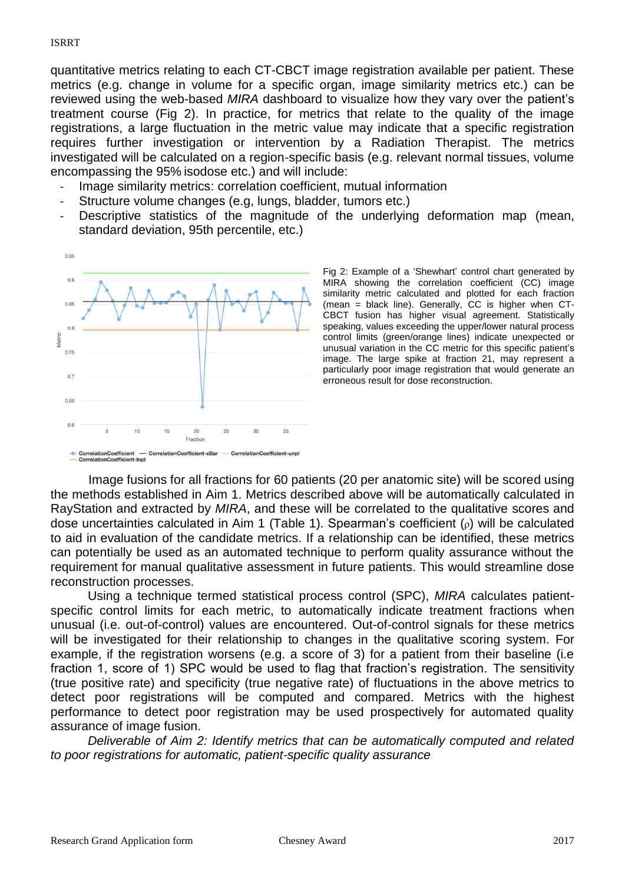quantitative metrics relating to each CT-CBCT image registration available per patient. These metrics (e.g. change in volume for a specific organ, image similarity metrics etc.) can be reviewed using the web-based *MIRA* dashboard to visualize how they vary over the patient's treatment course (Fig 2). In practice, for metrics that relate to the quality of the image registrations, a large fluctuation in the metric value may indicate that a specific registration requires further investigation or intervention by a Radiation Therapist. The metrics investigated will be calculated on a region-specific basis (e.g. relevant normal tissues, volume encompassing the 95% isodose etc.) and will include:

- Image similarity metrics: correlation coefficient, mutual information
- Structure volume changes (e.g, lungs, bladder, tumors etc.)
- Descriptive statistics of the magnitude of the underlying deformation map (mean, standard deviation, 95th percentile, etc.)

Fig 2: Example of a 'Shewhart' control chart generated by MIRA showing the correlation coefficient (CC) image similarity metric calculated and plotted for each fraction (mean = black line). Generally, CC is higher when CT-CBCT fusion has higher visual agreement. Statistically speaking, values exceeding the upper/lower natural process control limits (green/orange lines) indicate unexpected or unusual variation in the CC metric for this specific patient's image. The large spike at fraction 21, may represent a particularly poor image registration that would generate an erroneous result for dose reconstruction.

Image fusions for all fractions for 60 patients (20 per anatomic site) will be scored using the methods established in Aim 1. Metrics described above will be automatically calculated in RayStation and extracted by *MIRA*, and these will be correlated to the qualitative scores and dose uncertainties calculated in Aim 1 (Table 1). Spearman's coefficient ($\rho$) will be calculated to aid in evaluation of the candidate metrics. If a relationship can be identified, these metrics can potentially be used as an automated technique to perform quality assurance without the requirement for manual qualitative assessment in future patients. This would streamline dose reconstruction processes.

Using a technique termed statistical process control (SPC), *MIRA* calculates patient-specific control limits for each metric, to automatically indicate treatment fractions when unusual (i.e. out-of-control) values are encountered. Out-of-control signals for these metrics will be investigated for their relationship to changes in the qualitative scoring system. For example, if the registration worsens (e.g. a score of 3) for a patient from their baseline (i.e fraction 1, score of 1) SPC would be used to flag that fraction's registration. The sensitivity (true positive rate) and specificity (true negative rate) of fluctuations in the above metrics to detect poor registrations will be computed and compared. Metrics with the highest performance to detect poor registration may be used prospectively for automated quality assurance of image fusion.

*Deliverable of Aim 2: Identify metrics that can be automatically computed and related to poor registrations for automatic, patient-specific quality assurance*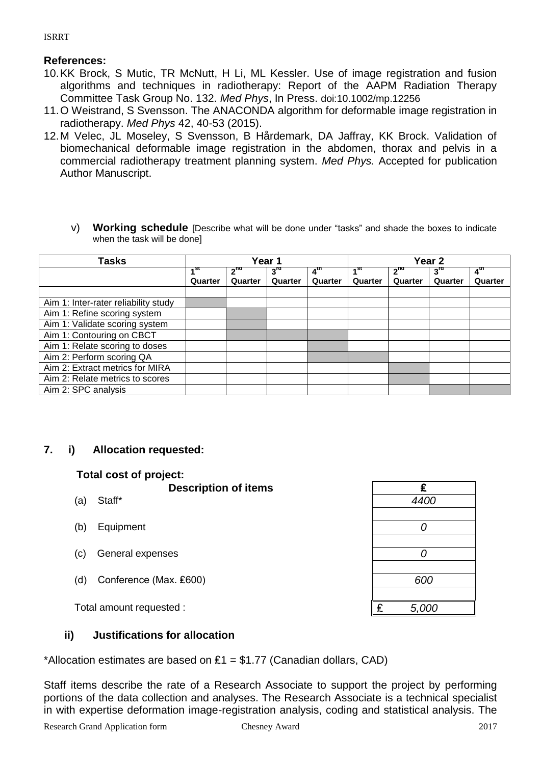**References:**

10. KK Brock, S Mutic, TR McNutt, H Li, ML Kessler. Use of image registration and fusion algorithms and techniques in radiotherapy: Report of the AAPM Radiation Therapy Committee Task Group No. 132. *Med Phys*, In Press. doi:10.1002/mp.12256
11. O Weistrand, S Svensson. The ANACONDA algorithm for deformable image registration in radiotherapy. *Med Phys* 42, 40-53 (2015).
12. M Velec, JL Moseley, S Svensson, B Hårdemark, DA Jaffray, KK Brock. Validation of biomechanical deformable image registration in the abdomen, thorax and pelvis in a commercial radiotherapy treatment planning system. *Med Phys.* Accepted for publication Author Manuscript.

v) **Working schedule** [Describe what will be done under "tasks" and shade the boxes to indicate when the task will be done]

| Tasks | Year 1 | | | | Year 2 | | | |
|---|---|---|---|---|---|---|---|---|
| | 1st Quarter | 2nd Quarter | 3rd Quarter | 4th Quarter | 1st Quarter | 2nd Quarter | 3rd Quarter | 4th Quarter |
| | | | | | | | | |
| Aim 1: Inter-rater reliability study | ■ | | | | | | | |
| Aim 1: Refine scoring system | | ■ | | | | | | |
| Aim 1: Validate scoring system | | ■ | | | | | | |
| Aim 1: Contouring on CBCT | | ■ | ■ | ■ | | | | |
| Aim 1: Relate scoring to doses | | | | ■ | | | | |
| Aim 2: Perform scoring QA | | | | ■ | ■ | | | |
| Aim 2: Extract metrics for MIRA | | | | | | ■ | | |
| Aim 2: Relate metrics to scores | | | | | | ■ | | |
| Aim 2: SPC analysis | | | | | | | ■ | ■ |

## 7. i) Allocation requested:

**Total cost of project:**

| Description of items | £ |
|---|---|
| (a) Staff* | *4400* |
| (b) Equipment | *0* |
| (c) General expenses | *0* |
| (d) Conference (Max. £600) | *600* |
| Total amount requested : | £ *5,000* |

### ii) Justifications for allocation

*Allocation estimates are based on £1 = $1.77 (Canadian dollars, CAD)

Staff items describe the rate of a Research Associate to support the project by performing portions of the data collection and analyses. The Research Associate is a technical specialist in with expertise deformation image-registration analysis, coding and statistical analysis. The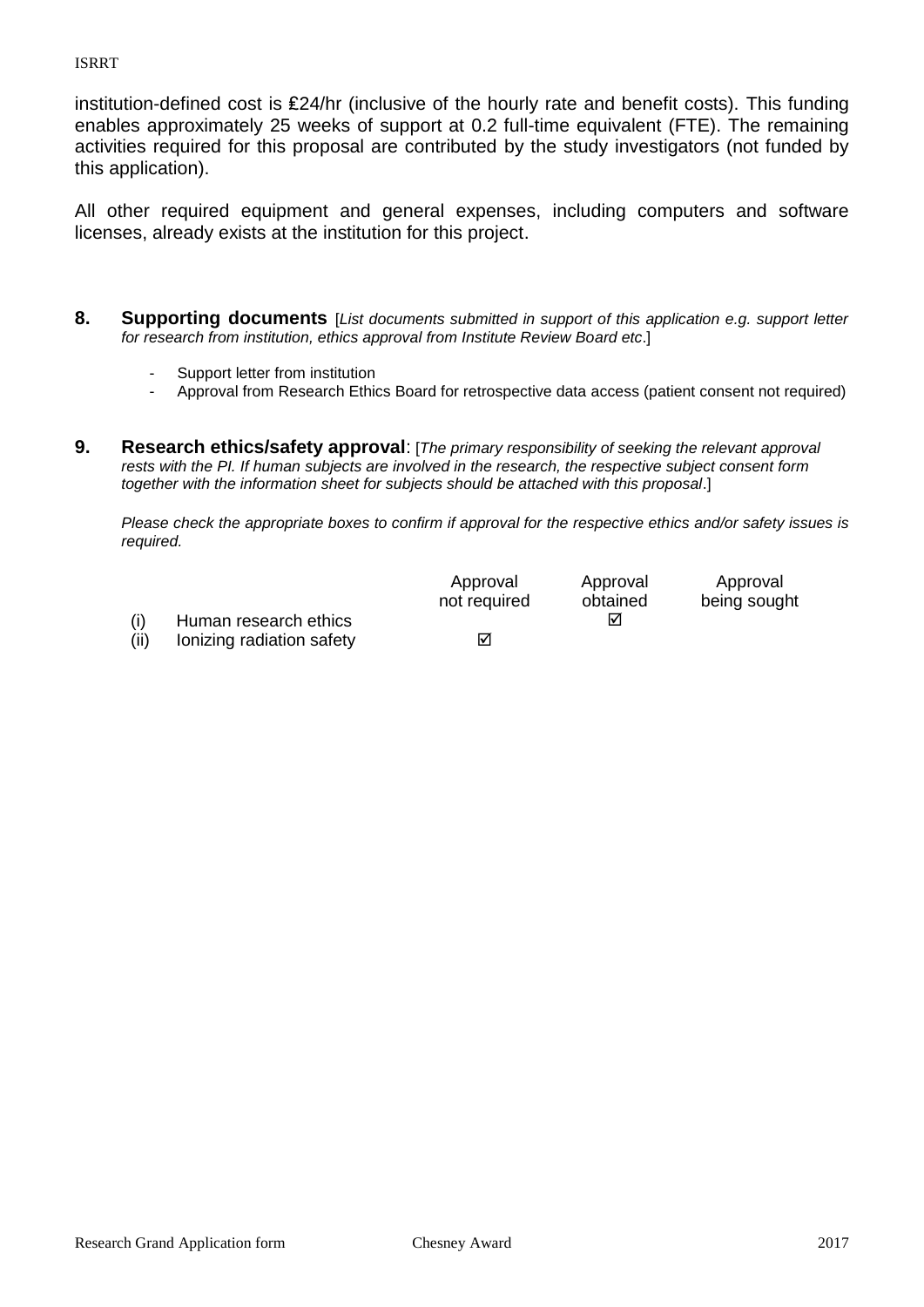institution-defined cost is ₤24/hr (inclusive of the hourly rate and benefit costs). This funding enables approximately 25 weeks of support at 0.2 full-time equivalent (FTE). The remaining activities required for this proposal are contributed by the study investigators (not funded by this application).

All other required equipment and general expenses, including computers and software licenses, already exists at the institution for this project.

**8. Supporting documents** [*List documents submitted in support of this application e.g. support letter for research from institution, ethics approval from Institute Review Board etc*.]

- Support letter from institution
- Approval from Research Ethics Board for retrospective data access (patient consent not required)

**9. Research ethics/safety approval**: [*The primary responsibility of seeking the relevant approval rests with the PI. If human subjects are involved in the research, the respective subject consent form together with the information sheet for subjects should be attached with this proposal*.]

*Please check the appropriate boxes to confirm if approval for the respective ethics and/or safety issues is required.*

| | | Approval not required | Approval obtained | Approval being sought |
|---|---|---|---|---|
| (i) | Human research ethics | | ☑ | |
| (ii) | Ionizing radiation safety | ☑ | | |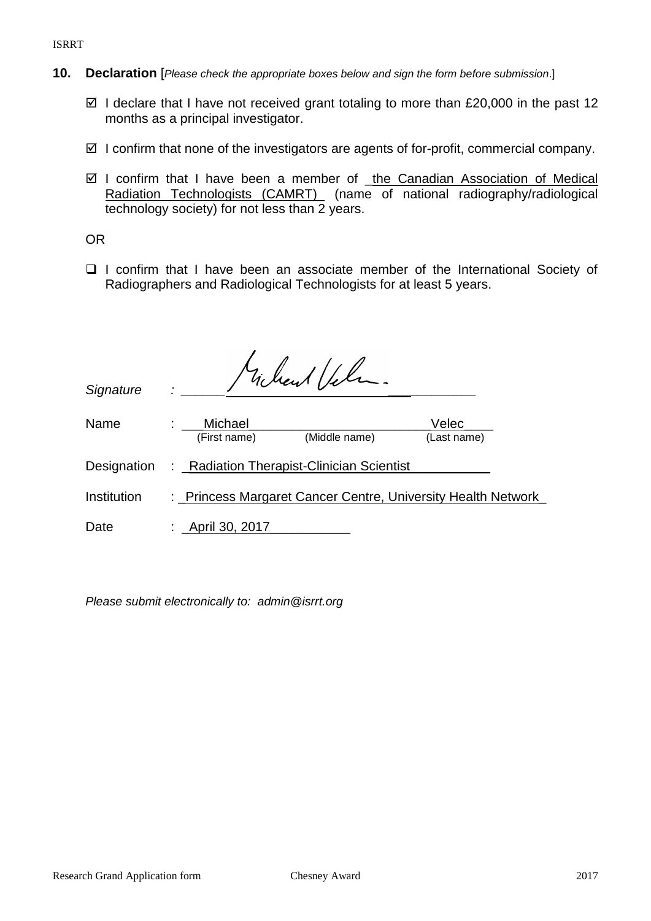**10. Declaration** [*Please check the appropriate boxes below and sign the form before submission*.]

- ☑ I declare that I have not received grant totaling to more than £20,000 in the past 12 months as a principal investigator.
- ☑ I confirm that none of the investigators are agents of for-profit, commercial company.
- ☑ I confirm that I have been a member of the Canadian Association of Medical Radiation Technologists (CAMRT) (name of national radiography/radiological technology society) for not less than 2 years.

OR

- ☐ I confirm that I have been an associate member of the International Society of Radiographers and Radiological Technologists for at least 5 years.

*Signature* : [signature]

Name : Michael (First name) (Middle name) Velec (Last name)

Designation : Radiation Therapist-Clinician Scientist

Institution : Princess Margaret Cancer Centre, University Health Network

Date : April 30, 2017

*Please submit electronically to: admin@isrrt.org*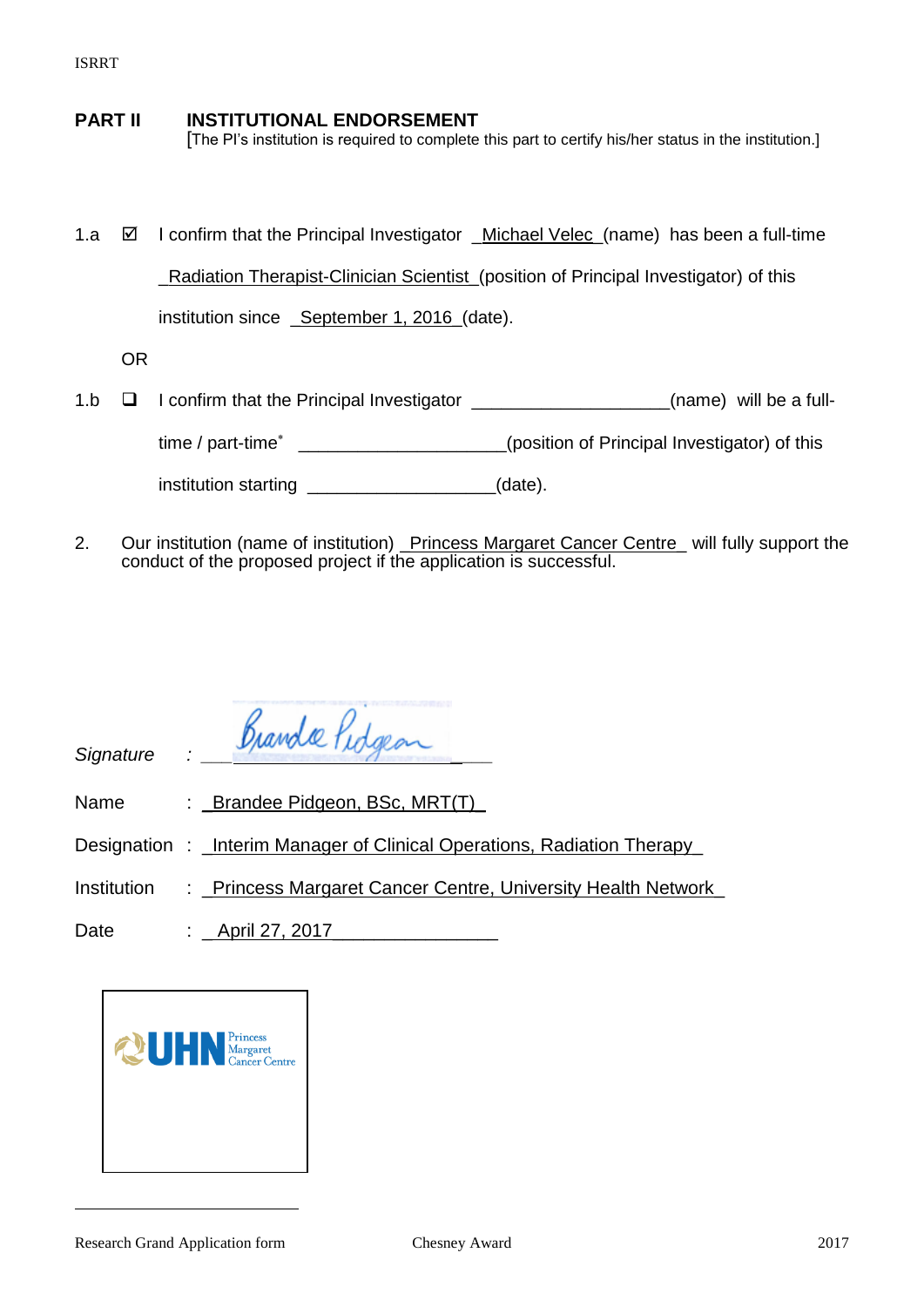## PART II INSTITUTIONAL ENDORSEMENT

[The PI's institution is required to complete this part to certify his/her status in the institution.]

1.a ☑ I confirm that the Principal Investigator _Michael Velec_ (name) has been a full-time _Radiation Therapist-Clinician Scientist_ (position of Principal Investigator) of this institution since _September 1, 2016_ (date).

OR

1.b ❑ I confirm that the Principal Investigator ____________________(name) will be a full-time / part-time* ____________________(position of Principal Investigator) of this institution starting __________________(date).

2. Our institution (name of institution) _Princess Margaret Cancer Centre_ will fully support the conduct of the proposed project if the application is successful.

*Signature* : ____Brandee Pidgeon____

Name : _Brandee Pidgeon, BSc, MRT(T)_

Designation : _Interim Manager of Clinical Operations, Radiation Therapy_

Institution : _Princess Margaret Cancer Centre, University Health Network_

Date : _April 27, 2017________________

UHN Princess Margaret Cancer Centre